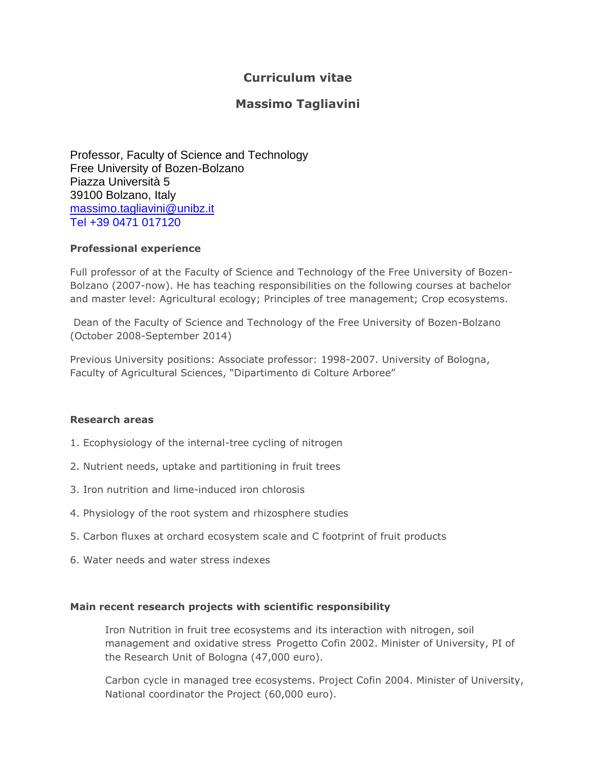# Curriculum vitae

## Massimo Tagliavini

Professor, Faculty of Science and Technology
Free University of Bozen-Bolzano
Piazza Università 5
39100 Bolzano, Italy
massimo.tagliavini@unibz.it
Tel +39 0471 017120

### Professional experience

Full professor of at the Faculty of Science and Technology of the Free University of Bozen-Bolzano (2007-now). He has teaching responsibilities on the following courses at bachelor and master level: Agricultural ecology; Principles of tree management; Crop ecosystems.

Dean of the Faculty of Science and Technology of the Free University of Bozen-Bolzano (October 2008-September 2014)

Previous University positions: Associate professor: 1998-2007. University of Bologna, Faculty of Agricultural Sciences, "Dipartimento di Colture Arboree"

### Research areas

1. Ecophysiology of the internal-tree cycling of nitrogen
2. Nutrient needs, uptake and partitioning in fruit trees
3. Iron nutrition and lime-induced iron chlorosis
4. Physiology of the root system and rhizosphere studies
5. Carbon fluxes at orchard ecosystem scale and C footprint of fruit products
6. Water needs and water stress indexes

### Main recent research projects with scientific responsibility

Iron Nutrition in fruit tree ecosystems and its interaction with nitrogen, soil management and oxidative stress Progetto Cofin 2002. Minister of University, PI of the Research Unit of Bologna (47,000 euro).

Carbon cycle in managed tree ecosystems. Project Cofin 2004. Minister of University, National coordinator the Project (60,000 euro).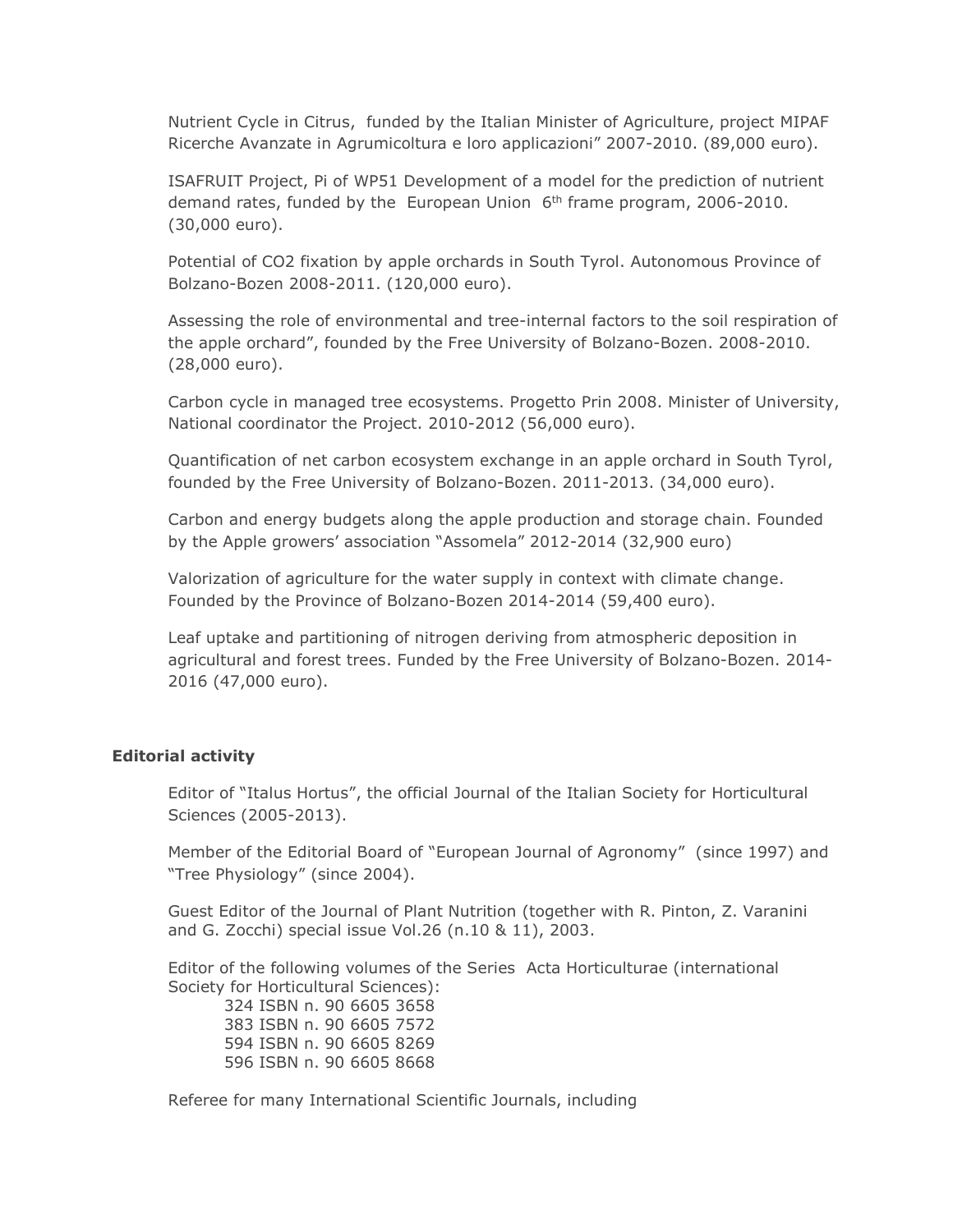Nutrient Cycle in Citrus, funded by the Italian Minister of Agriculture, project MIPAF Ricerche Avanzate in Agrumicoltura e loro applicazioni" 2007-2010. (89,000 euro).

ISAFRUIT Project, Pi of WP51 Development of a model for the prediction of nutrient demand rates, funded by the European Union 6th frame program, 2006-2010. (30,000 euro).

Potential of CO2 fixation by apple orchards in South Tyrol. Autonomous Province of Bolzano-Bozen 2008-2011. (120,000 euro).

Assessing the role of environmental and tree-internal factors to the soil respiration of the apple orchard", founded by the Free University of Bolzano-Bozen. 2008-2010. (28,000 euro).

Carbon cycle in managed tree ecosystems. Progetto Prin 2008. Minister of University, National coordinator the Project. 2010-2012 (56,000 euro).

Quantification of net carbon ecosystem exchange in an apple orchard in South Tyrol, founded by the Free University of Bolzano-Bozen. 2011-2013. (34,000 euro).

Carbon and energy budgets along the apple production and storage chain. Founded by the Apple growers' association "Assomela" 2012-2014 (32,900 euro)

Valorization of agriculture for the water supply in context with climate change. Founded by the Province of Bolzano-Bozen 2014-2014 (59,400 euro).

Leaf uptake and partitioning of nitrogen deriving from atmospheric deposition in agricultural and forest trees. Funded by the Free University of Bolzano-Bozen. 2014-2016 (47,000 euro).

**Editorial activity**

Editor of "Italus Hortus", the official Journal of the Italian Society for Horticultural Sciences (2005-2013).

Member of the Editorial Board of "European Journal of Agronomy" (since 1997) and "Tree Physiology" (since 2004).

Guest Editor of the Journal of Plant Nutrition (together with R. Pinton, Z. Varanini and G. Zocchi) special issue Vol.26 (n.10 & 11), 2003.

Editor of the following volumes of the Series Acta Horticulturae (international Society for Horticultural Sciences):

- 324 ISBN n. 90 6605 3658
- 383 ISBN n. 90 6605 7572
- 594 ISBN n. 90 6605 8269
- 596 ISBN n. 90 6605 8668

Referee for many International Scientific Journals, including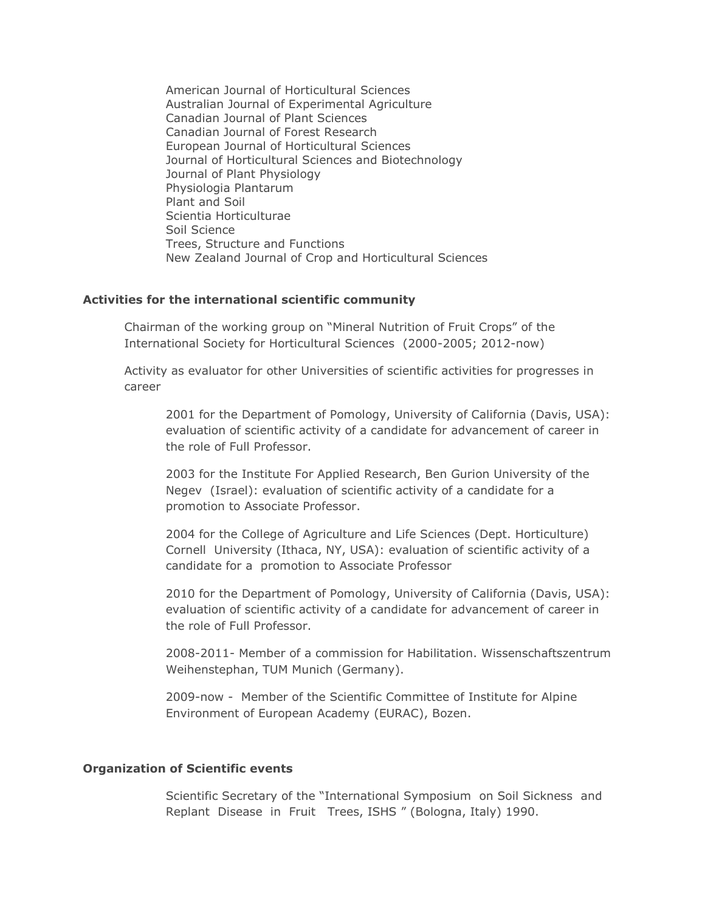American Journal of Horticultural Sciences
Australian Journal of Experimental Agriculture
Canadian Journal of Plant Sciences
Canadian Journal of Forest Research
European Journal of Horticultural Sciences
Journal of Horticultural Sciences and Biotechnology
Journal of Plant Physiology
Physiologia Plantarum
Plant and Soil
Scientia Horticulturae
Soil Science
Trees, Structure and Functions
New Zealand Journal of Crop and Horticultural Sciences

**Activities for the international scientific community**

Chairman of the working group on "Mineral Nutrition of Fruit Crops" of the International Society for Horticultural Sciences (2000-2005; 2012-now)

Activity as evaluator for other Universities of scientific activities for progresses in career

2001 for the Department of Pomology, University of California (Davis, USA): evaluation of scientific activity of a candidate for advancement of career in the role of Full Professor.

2003 for the Institute For Applied Research, Ben Gurion University of the Negev (Israel): evaluation of scientific activity of a candidate for a promotion to Associate Professor.

2004 for the College of Agriculture and Life Sciences (Dept. Horticulture) Cornell University (Ithaca, NY, USA): evaluation of scientific activity of a candidate for a promotion to Associate Professor

2010 for the Department of Pomology, University of California (Davis, USA): evaluation of scientific activity of a candidate for advancement of career in the role of Full Professor.

2008-2011- Member of a commission for Habilitation. Wissenschaftszentrum Weihenstephan, TUM Munich (Germany).

2009-now - Member of the Scientific Committee of Institute for Alpine Environment of European Academy (EURAC), Bozen.

**Organization of Scientific events**

Scientific Secretary of the "International Symposium on Soil Sickness and Replant Disease in Fruit Trees, ISHS " (Bologna, Italy) 1990.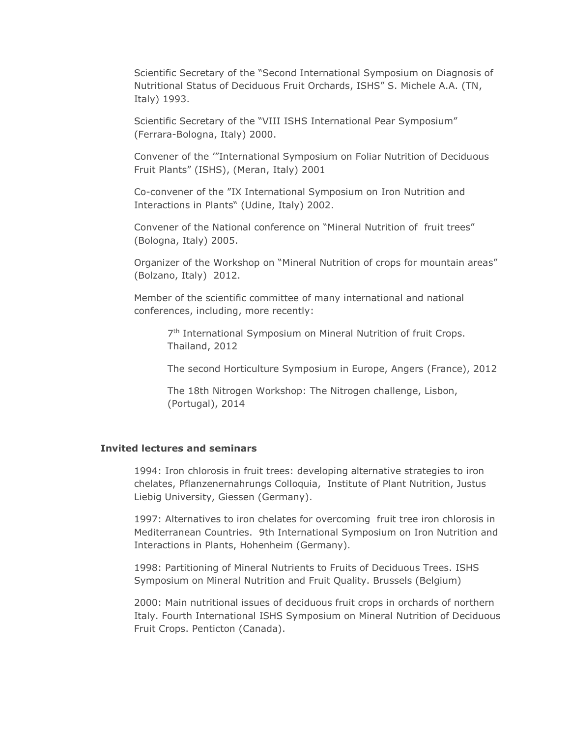Scientific Secretary of the "Second International Symposium on Diagnosis of Nutritional Status of Deciduous Fruit Orchards, ISHS" S. Michele A.A. (TN, Italy) 1993.

Scientific Secretary of the "VIII ISHS International Pear Symposium" (Ferrara-Bologna, Italy) 2000.

Convener of the '"International Symposium on Foliar Nutrition of Deciduous Fruit Plants" (ISHS), (Meran, Italy) 2001

Co-convener of the "IX International Symposium on Iron Nutrition and Interactions in Plants" (Udine, Italy) 2002.

Convener of the National conference on "Mineral Nutrition of fruit trees" (Bologna, Italy) 2005.

Organizer of the Workshop on "Mineral Nutrition of crops for mountain areas" (Bolzano, Italy) 2012.

Member of the scientific committee of many international and national conferences, including, more recently:

> 7th International Symposium on Mineral Nutrition of fruit Crops. Thailand, 2012
>
> The second Horticulture Symposium in Europe, Angers (France), 2012
>
> The 18th Nitrogen Workshop: The Nitrogen challenge, Lisbon, (Portugal), 2014

**Invited lectures and seminars**

1994: Iron chlorosis in fruit trees: developing alternative strategies to iron chelates, Pflanzenernahrungs Colloquia, Institute of Plant Nutrition, Justus Liebig University, Giessen (Germany).

1997: Alternatives to iron chelates for overcoming fruit tree iron chlorosis in Mediterranean Countries. 9th International Symposium on Iron Nutrition and Interactions in Plants, Hohenheim (Germany).

1998: Partitioning of Mineral Nutrients to Fruits of Deciduous Trees. ISHS Symposium on Mineral Nutrition and Fruit Quality. Brussels (Belgium)

2000: Main nutritional issues of deciduous fruit crops in orchards of northern Italy. Fourth International ISHS Symposium on Mineral Nutrition of Deciduous Fruit Crops. Penticton (Canada).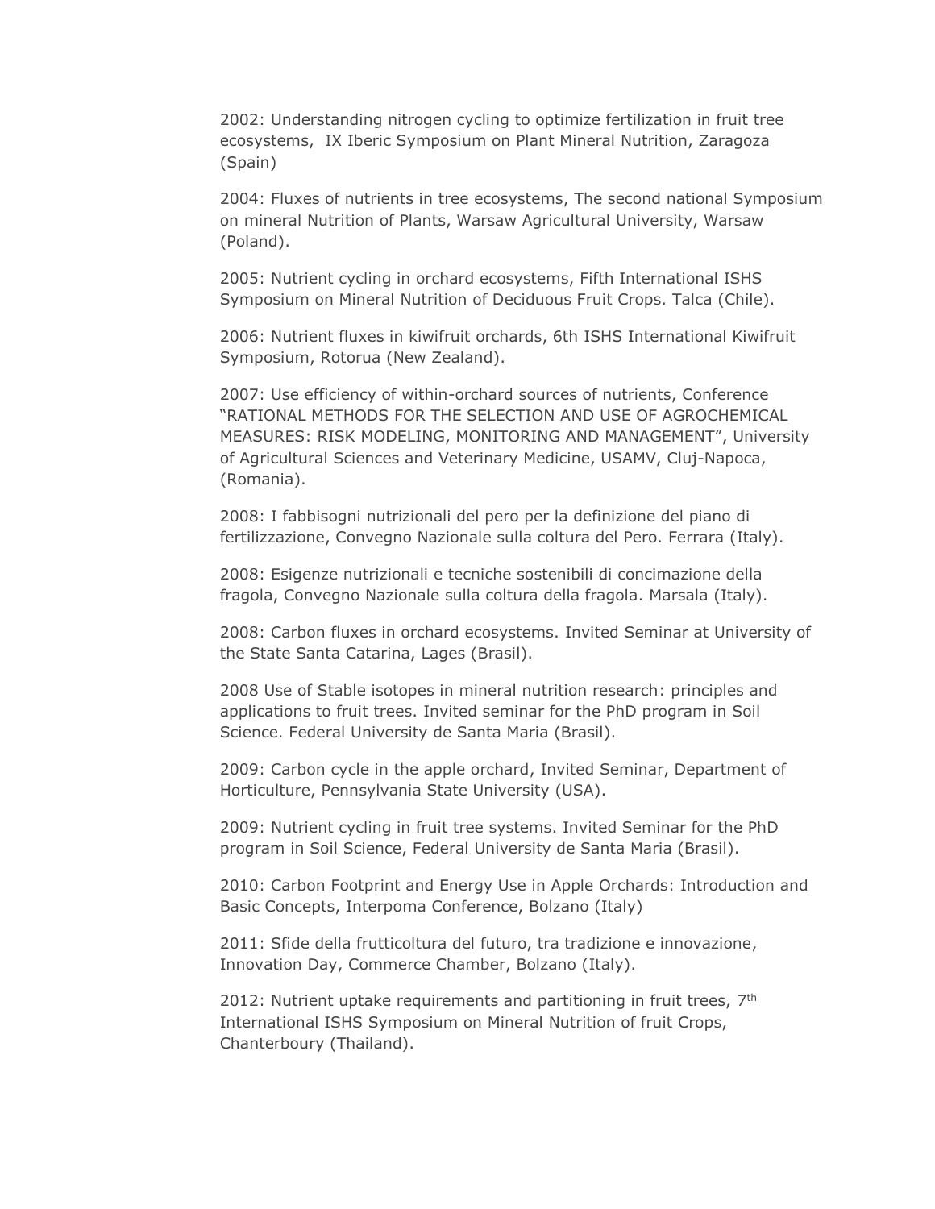2002: Understanding nitrogen cycling to optimize fertilization in fruit tree ecosystems,  IX Iberic Symposium on Plant Mineral Nutrition, Zaragoza (Spain)

2004: Fluxes of nutrients in tree ecosystems, The second national Symposium on mineral Nutrition of Plants, Warsaw Agricultural University, Warsaw (Poland).

2005: Nutrient cycling in orchard ecosystems, Fifth International ISHS Symposium on Mineral Nutrition of Deciduous Fruit Crops. Talca (Chile).

2006: Nutrient fluxes in kiwifruit orchards, 6th ISHS International Kiwifruit Symposium, Rotorua (New Zealand).

2007: Use efficiency of within-orchard sources of nutrients, Conference "RATIONAL METHODS FOR THE SELECTION AND USE OF AGROCHEMICAL MEASURES: RISK MODELING, MONITORING AND MANAGEMENT", University of Agricultural Sciences and Veterinary Medicine, USAMV, Cluj-Napoca, (Romania).

2008: I fabbisogni nutrizionali del pero per la definizione del piano di fertilizzazione, Convegno Nazionale sulla coltura del Pero. Ferrara (Italy).

2008: Esigenze nutrizionali e tecniche sostenibili di concimazione della fragola, Convegno Nazionale sulla coltura della fragola. Marsala (Italy).

2008: Carbon fluxes in orchard ecosystems. Invited Seminar at University of the State Santa Catarina, Lages (Brasil).

2008 Use of Stable isotopes in mineral nutrition research: principles and applications to fruit trees. Invited seminar for the PhD program in Soil Science. Federal University de Santa Maria (Brasil).

2009: Carbon cycle in the apple orchard, Invited Seminar, Department of Horticulture, Pennsylvania State University (USA).

2009: Nutrient cycling in fruit tree systems. Invited Seminar for the PhD program in Soil Science, Federal University de Santa Maria (Brasil).

2010: Carbon Footprint and Energy Use in Apple Orchards: Introduction and Basic Concepts, Interpoma Conference, Bolzano (Italy)

2011: Sfide della frutticoltura del futuro, tra tradizione e innovazione, Innovation Day, Commerce Chamber, Bolzano (Italy).

2012: Nutrient uptake requirements and partitioning in fruit trees, 7th International ISHS Symposium on Mineral Nutrition of fruit Crops, Chanterboury (Thailand).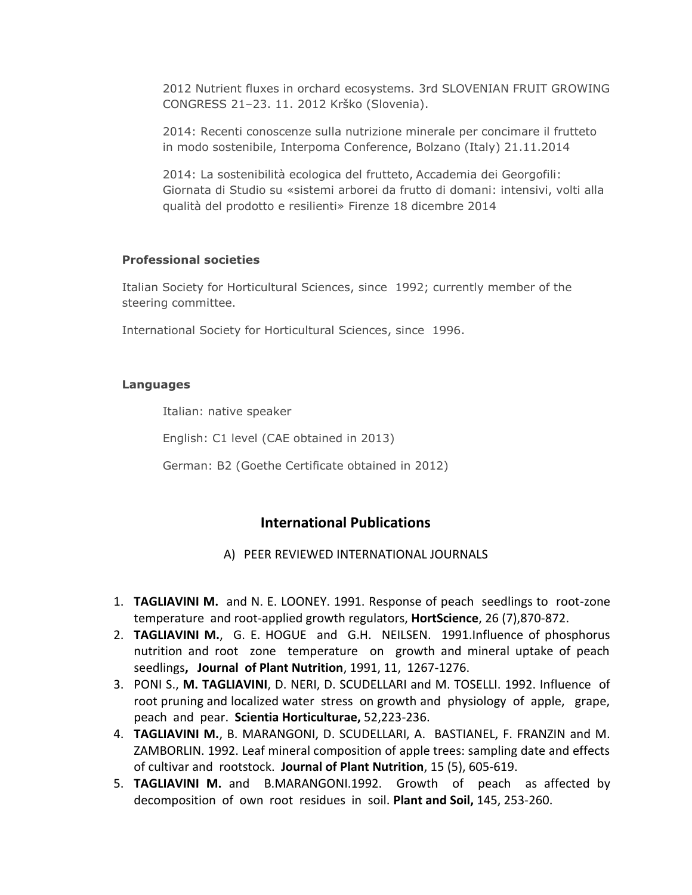2012 Nutrient fluxes in orchard ecosystems. 3rd SLOVENIAN FRUIT GROWING CONGRESS 21–23. 11. 2012 Krško (Slovenia).

2014: Recenti conoscenze sulla nutrizione minerale per concimare il frutteto in modo sostenibile, Interpoma Conference, Bolzano (Italy) 21.11.2014

2014: La sostenibilità ecologica del frutteto, Accademia dei Georgofili: Giornata di Studio su «sistemi arborei da frutto di domani: intensivi, volti alla qualità del prodotto e resilienti» Firenze 18 dicembre 2014

**Professional societies**

Italian Society for Horticultural Sciences, since 1992; currently member of the steering committee.

International Society for Horticultural Sciences, since 1996.

**Languages**

Italian: native speaker

English: C1 level (CAE obtained in 2013)

German: B2 (Goethe Certificate obtained in 2012)

## International Publications

A) PEER REVIEWED INTERNATIONAL JOURNALS

1. **TAGLIAVINI M.** and N. E. LOONEY. 1991. Response of peach seedlings to root-zone temperature and root-applied growth regulators, **HortScience**, 26 (7),870-872.
2. **TAGLIAVINI M.**, G. E. HOGUE and G.H. NEILSEN. 1991.Influence of phosphorus nutrition and root zone temperature on growth and mineral uptake of peach seedlings**, Journal of Plant Nutrition**, 1991, 11, 1267-1276.
3. PONI S., **M. TAGLIAVINI**, D. NERI, D. SCUDELLARI and M. TOSELLI. 1992. Influence of root pruning and localized water stress on growth and physiology of apple, grape, peach and pear. **Scientia Horticulturae,** 52,223-236.
4. **TAGLIAVINI M.**, B. MARANGONI, D. SCUDELLARI, A. BASTIANEL, F. FRANZIN and M. ZAMBORLIN. 1992. Leaf mineral composition of apple trees: sampling date and effects of cultivar and rootstock. **Journal of Plant Nutrition**, 15 (5), 605-619.
5. **TAGLIAVINI M.** and B.MARANGONI.1992. Growth of peach as affected by decomposition of own root residues in soil. **Plant and Soil,** 145, 253-260.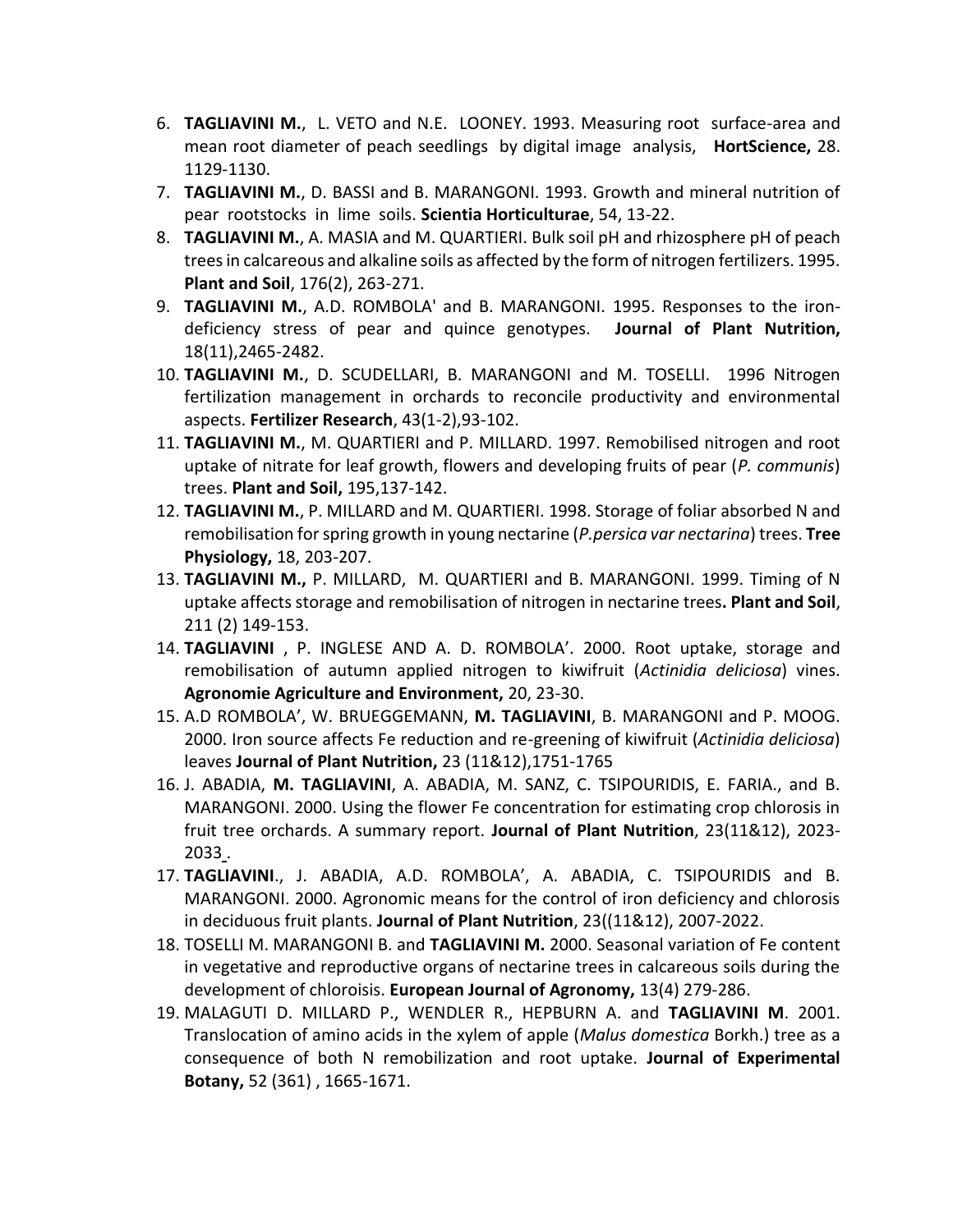6. **TAGLIAVINI M.**, L. VETO and N.E. LOONEY. 1993. Measuring root surface-area and mean root diameter of peach seedlings by digital image analysis, **HortScience,** 28. 1129-1130.
7. **TAGLIAVINI M.**, D. BASSI and B. MARANGONI. 1993. Growth and mineral nutrition of pear rootstocks in lime soils. **Scientia Horticulturae**, 54, 13-22.
8. **TAGLIAVINI M.**, A. MASIA and M. QUARTIERI. Bulk soil pH and rhizosphere pH of peach trees in calcareous and alkaline soils as affected by the form of nitrogen fertilizers. 1995. **Plant and Soil**, 176(2), 263-271.
9. **TAGLIAVINI M.**, A.D. ROMBOLA' and B. MARANGONI. 1995. Responses to the iron-deficiency stress of pear and quince genotypes. **Journal of Plant Nutrition,** 18(11),2465-2482.
10. **TAGLIAVINI M.**, D. SCUDELLARI, B. MARANGONI and M. TOSELLI. 1996 Nitrogen fertilization management in orchards to reconcile productivity and environmental aspects. **Fertilizer Research**, 43(1-2),93-102.
11. **TAGLIAVINI M.**, M. QUARTIERI and P. MILLARD. 1997. Remobilised nitrogen and root uptake of nitrate for leaf growth, flowers and developing fruits of pear (*P. communis*) trees. **Plant and Soil,** 195,137-142.
12. **TAGLIAVINI M.**, P. MILLARD and M. QUARTIERI. 1998. Storage of foliar absorbed N and remobilisation for spring growth in young nectarine (*P.persica var nectarina*) trees. **Tree Physiology,** 18, 203-207.
13. **TAGLIAVINI M.,** P. MILLARD, M. QUARTIERI and B. MARANGONI. 1999. Timing of N uptake affects storage and remobilisation of nitrogen in nectarine trees**. Plant and Soil**, 211 (2) 149-153.
14. **TAGLIAVINI** , P. INGLESE AND A. D. ROMBOLA'. 2000. Root uptake, storage and remobilisation of autumn applied nitrogen to kiwifruit (*Actinidia deliciosa*) vines. **Agronomie Agriculture and Environment,** 20, 23-30.
15. A.D ROMBOLA', W. BRUEGGEMANN, **M. TAGLIAVINI**, B. MARANGONI and P. MOOG. 2000. Iron source affects Fe reduction and re-greening of kiwifruit (*Actinidia deliciosa*) leaves **Journal of Plant Nutrition,** 23 (11&12),1751-1765
16. J. ABADIA, **M. TAGLIAVINI**, A. ABADIA, M. SANZ, C. TSIPOURIDIS, E. FARIA., and B. MARANGONI. 2000. Using the flower Fe concentration for estimating crop chlorosis in fruit tree orchards. A summary report. **Journal of Plant Nutrition**, 23(11&12), 2023-2033 .
17. **TAGLIAVINI**., J. ABADIA, A.D. ROMBOLA', A. ABADIA, C. TSIPOURIDIS and B. MARANGONI. 2000. Agronomic means for the control of iron deficiency and chlorosis in deciduous fruit plants. **Journal of Plant Nutrition**, 23((11&12), 2007-2022.
18. TOSELLI M. MARANGONI B. and **TAGLIAVINI M.** 2000. Seasonal variation of Fe content in vegetative and reproductive organs of nectarine trees in calcareous soils during the development of chloroisis. **European Journal of Agronomy,** 13(4) 279-286.
19. MALAGUTI D. MILLARD P., WENDLER R., HEPBURN A. and **TAGLIAVINI M**. 2001. Translocation of amino acids in the xylem of apple (*Malus domestica* Borkh.) tree as a consequence of both N remobilization and root uptake. **Journal of Experimental Botany,** 52 (361) , 1665-1671.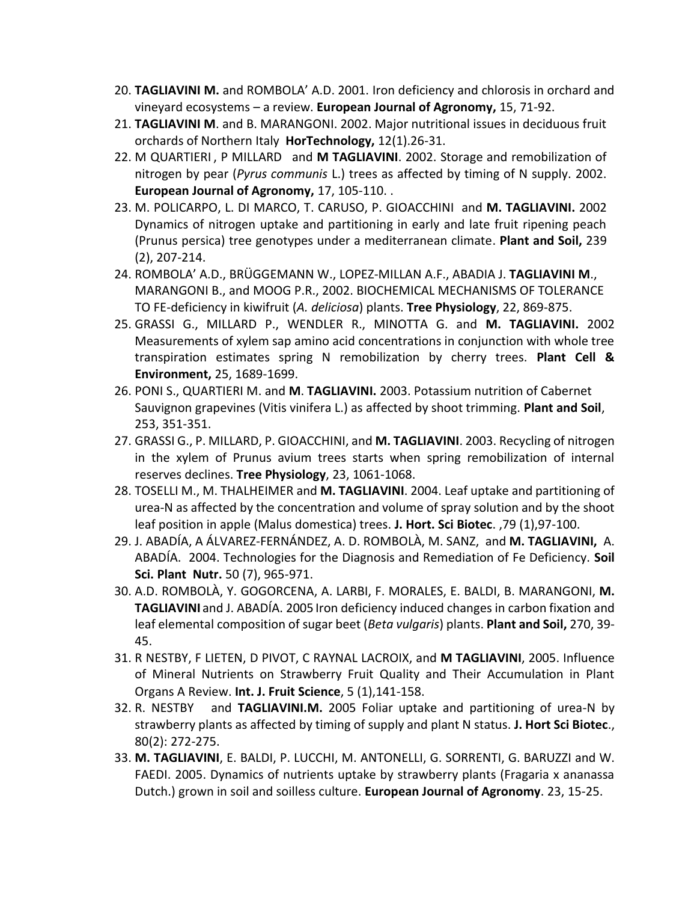20. **TAGLIAVINI M.** and ROMBOLA' A.D. 2001. Iron deficiency and chlorosis in orchard and vineyard ecosystems – a review. **European Journal of Agronomy,** 15, 71-92.
21. **TAGLIAVINI M**. and B. MARANGONI. 2002. Major nutritional issues in deciduous fruit orchards of Northern Italy **HorTechnology,** 12(1).26-31.
22. M QUARTIERI , P MILLARD and **M TAGLIAVINI**. 2002. Storage and remobilization of nitrogen by pear (*Pyrus communis* L.) trees as affected by timing of N supply. 2002. **European Journal of Agronomy,** 17, 105-110. .
23. M. POLICARPO, L. DI MARCO, T. CARUSO, P. GIOACCHINI and **M. TAGLIAVINI.** 2002 Dynamics of nitrogen uptake and partitioning in early and late fruit ripening peach (Prunus persica) tree genotypes under a mediterranean climate. **Plant and Soil,** 239 (2), 207-214.
24. ROMBOLA' A.D., BRÜGGEMANN W., LOPEZ-MILLAN A.F., ABADIA J. **TAGLIAVINI M**., MARANGONI B., and MOOG P.R., 2002. BIOCHEMICAL MECHANISMS OF TOLERANCE TO FE-deficiency in kiwifruit (*A. deliciosa*) plants. **Tree Physiology**, 22, 869-875.
25. GRASSI G., MILLARD P., WENDLER R., MINOTTA G. and **M. TAGLIAVINI.** 2002 Measurements of xylem sap amino acid concentrations in conjunction with whole tree transpiration estimates spring N remobilization by cherry trees. **Plant Cell & Environment,** 25, 1689-1699.
26. PONI S., QUARTIERI M. and **M**. **TAGLIAVINI.** 2003. Potassium nutrition of Cabernet Sauvignon grapevines (Vitis vinifera L.) as affected by shoot trimming. **Plant and Soil**, 253, 351-351.
27. GRASSI G., P. MILLARD, P. GIOACCHINI, and **M. TAGLIAVINI**. 2003. Recycling of nitrogen in the xylem of Prunus avium trees starts when spring remobilization of internal reserves declines. **Tree Physiology**, 23, 1061-1068.
28. TOSELLI M., M. THALHEIMER and **M. TAGLIAVINI**. 2004. Leaf uptake and partitioning of urea-N as affected by the concentration and volume of spray solution and by the shoot leaf position in apple (Malus domestica) trees. **J. Hort. Sci Biotec**. ,79 (1),97-100.
29. J. ABADÍA, A ÁLVAREZ-FERNÁNDEZ, A. D. ROMBOLÀ, M. SANZ, and **M. TAGLIAVINI,** A. ABADÍA. 2004. Technologies for the Diagnosis and Remediation of Fe Deficiency. **Soil Sci. Plant Nutr.** 50 (7), 965-971.
30. A.D. ROMBOLÀ, Y. GOGORCENA, A. LARBI, F. MORALES, E. BALDI, B. MARANGONI, **M. TAGLIAVINI** and J. ABADÍA. 2005 Iron deficiency induced changes in carbon fixation and leaf elemental composition of sugar beet (*Beta vulgaris*) plants. **Plant and Soil,** 270, 39-45.
31. R NESTBY, F LIETEN, D PIVOT, C RAYNAL LACROIX, and **M TAGLIAVINI**, 2005. Influence of Mineral Nutrients on Strawberry Fruit Quality and Their Accumulation in Plant Organs A Review. **Int. J. Fruit Science**, 5 (1),141-158.
32. R. NESTBY and **TAGLIAVINI.M.** 2005 Foliar uptake and partitioning of urea-N by strawberry plants as affected by timing of supply and plant N status. **J. Hort Sci Biotec**., 80(2): 272-275.
33. **M. TAGLIAVINI**, E. BALDI, P. LUCCHI, M. ANTONELLI, G. SORRENTI, G. BARUZZI and W. FAEDI. 2005. Dynamics of nutrients uptake by strawberry plants (Fragaria x ananassa Dutch.) grown in soil and soilless culture. **European Journal of Agronomy**. 23, 15-25.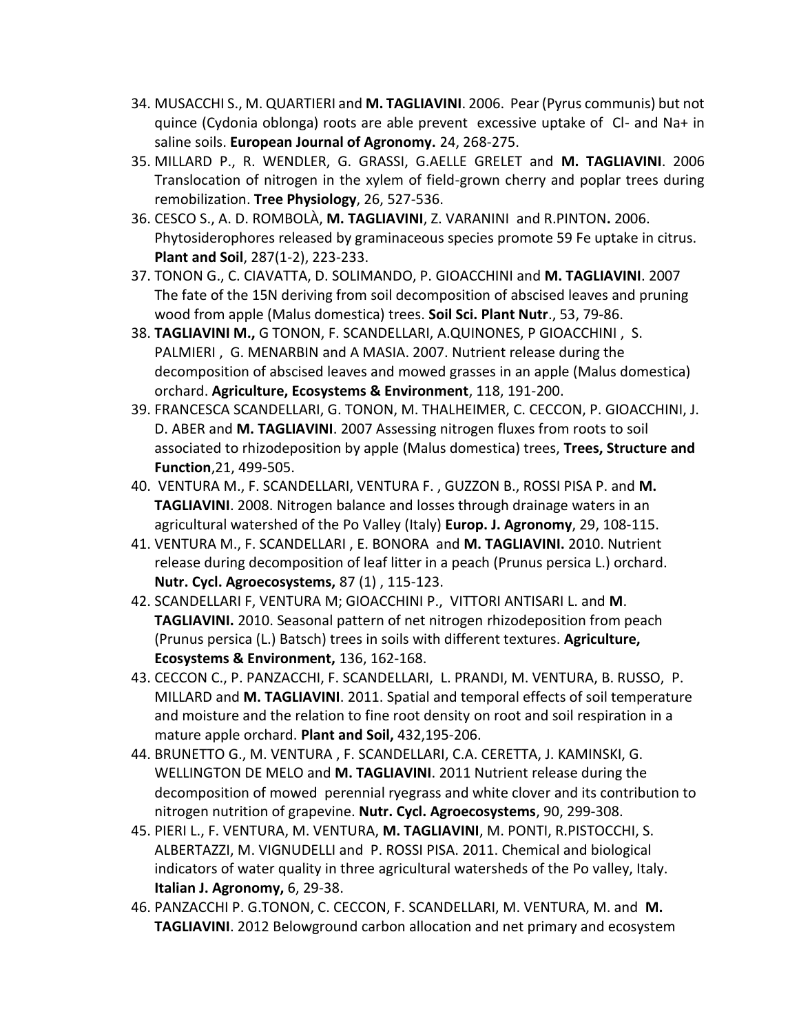34. MUSACCHI S., M. QUARTIERI and **M. TAGLIAVINI**. 2006. Pear (Pyrus communis) but not quince (Cydonia oblonga) roots are able prevent excessive uptake of Cl- and Na+ in saline soils. **European Journal of Agronomy.** 24, 268-275.
35. MILLARD P., R. WENDLER, G. GRASSI, G.AELLE GRELET and **M. TAGLIAVINI**. 2006 Translocation of nitrogen in the xylem of field-grown cherry and poplar trees during remobilization. **Tree Physiology**, 26, 527-536.
36. CESCO S., A. D. ROMBOLÀ, **M. TAGLIAVINI**, Z. VARANINI and R.PINTON**.** 2006. Phytosiderophores released by graminaceous species promote 59 Fe uptake in citrus. **Plant and Soil**, 287(1-2), 223-233.
37. TONON G., C. CIAVATTA, D. SOLIMANDO, P. GIOACCHINI and **M. TAGLIAVINI**. 2007 The fate of the 15N deriving from soil decomposition of abscised leaves and pruning wood from apple (Malus domestica) trees. **Soil Sci. Plant Nutr**., 53, 79-86.
38. **TAGLIAVINI M.,** G TONON, F. SCANDELLARI, A.QUINONES, P GIOACCHINI , S. PALMIERI , G. MENARBIN and A MASIA. 2007. Nutrient release during the decomposition of abscised leaves and mowed grasses in an apple (Malus domestica) orchard. **Agriculture, Ecosystems & Environment**, 118, 191-200.
39. FRANCESCA SCANDELLARI, G. TONON, M. THALHEIMER, C. CECCON, P. GIOACCHINI, J. D. ABER and **M. TAGLIAVINI**. 2007 Assessing nitrogen fluxes from roots to soil associated to rhizodeposition by apple (Malus domestica) trees, **Trees, Structure and Function**,21, 499-505.
40. VENTURA M., F. SCANDELLARI, VENTURA F. , GUZZON B., ROSSI PISA P. and **M. TAGLIAVINI**. 2008. Nitrogen balance and losses through drainage waters in an agricultural watershed of the Po Valley (Italy) **Europ. J. Agronomy**, 29, 108-115.
41. VENTURA M., F. SCANDELLARI , E. BONORA and **M. TAGLIAVINI.** 2010. Nutrient release during decomposition of leaf litter in a peach (Prunus persica L.) orchard. **Nutr. Cycl. Agroecosystems,** 87 (1) , 115-123.
42. SCANDELLARI F, VENTURA M; GIOACCHINI P., VITTORI ANTISARI L. and **M**. **TAGLIAVINI.** 2010. Seasonal pattern of net nitrogen rhizodeposition from peach (Prunus persica (L.) Batsch) trees in soils with different textures. **Agriculture, Ecosystems & Environment,** 136, 162-168.
43. CECCON C., P. PANZACCHI, F. SCANDELLARI, L. PRANDI, M. VENTURA, B. RUSSO, P. MILLARD and **M. TAGLIAVINI**. 2011. Spatial and temporal effects of soil temperature and moisture and the relation to fine root density on root and soil respiration in a mature apple orchard. **Plant and Soil,** 432,195-206.
44. BRUNETTO G., M. VENTURA , F. SCANDELLARI, C.A. CERETTA, J. KAMINSKI, G. WELLINGTON DE MELO and **M. TAGLIAVINI**. 2011 Nutrient release during the decomposition of mowed perennial ryegrass and white clover and its contribution to nitrogen nutrition of grapevine. **Nutr. Cycl. Agroecosystems**, 90, 299-308.
45. PIERI L., F. VENTURA, M. VENTURA, **M. TAGLIAVINI**, M. PONTI, R.PISTOCCHI, S. ALBERTAZZI, M. VIGNUDELLI and P. ROSSI PISA. 2011. Chemical and biological indicators of water quality in three agricultural watersheds of the Po valley, Italy. **Italian J. Agronomy,** 6, 29-38.
46. PANZACCHI P. G.TONON, C. CECCON, F. SCANDELLARI, M. VENTURA, M. and **M. TAGLIAVINI**. 2012 Belowground carbon allocation and net primary and ecosystem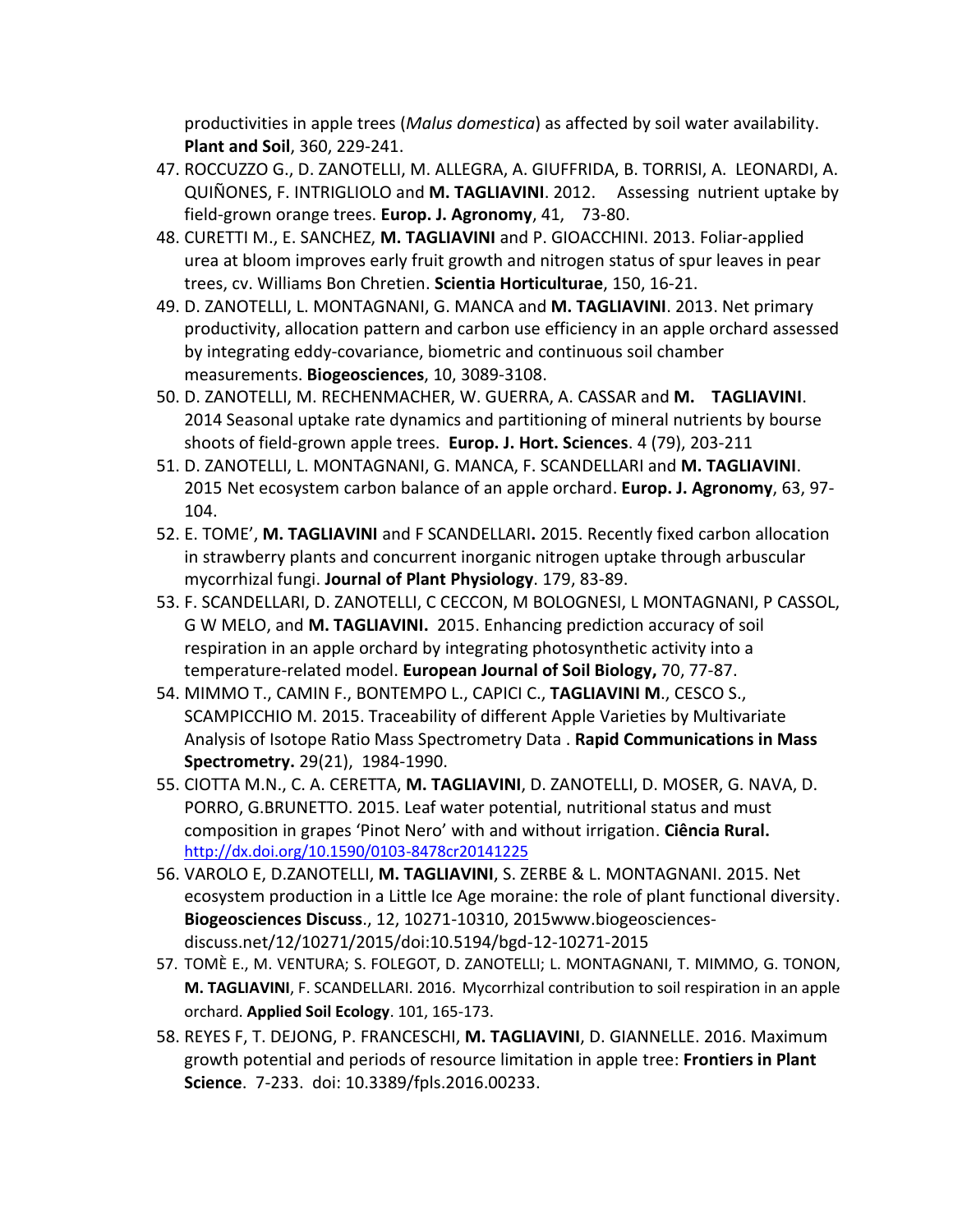productivities in apple trees (*Malus domestica*) as affected by soil water availability. **Plant and Soil**, 360, 229-241.

47. ROCCUZZO G., D. ZANOTELLI, M. ALLEGRA, A. GIUFFRIDA, B. TORRISI, A. LEONARDI, A. QUIÑONES, F. INTRIGLIOLO and **M. TAGLIAVINI**. 2012. Assessing nutrient uptake by field-grown orange trees. **Europ. J. Agronomy**, 41, 73-80.
48. CURETTI M., E. SANCHEZ, **M. TAGLIAVINI** and P. GIOACCHINI. 2013. Foliar-applied urea at bloom improves early fruit growth and nitrogen status of spur leaves in pear trees, cv. Williams Bon Chretien. **Scientia Horticulturae**, 150, 16-21.
49. D. ZANOTELLI, L. MONTAGNANI, G. MANCA and **M. TAGLIAVINI**. 2013. Net primary productivity, allocation pattern and carbon use efficiency in an apple orchard assessed by integrating eddy-covariance, biometric and continuous soil chamber measurements. **Biogeosciences**, 10, 3089-3108.
50. D. ZANOTELLI, M. RECHENMACHER, W. GUERRA, A. CASSAR and **M. TAGLIAVINI**. 2014 Seasonal uptake rate dynamics and partitioning of mineral nutrients by bourse shoots of field-grown apple trees. **Europ. J. Hort. Sciences**. 4 (79), 203-211
51. D. ZANOTELLI, L. MONTAGNANI, G. MANCA, F. SCANDELLARI and **M. TAGLIAVINI**. 2015 Net ecosystem carbon balance of an apple orchard. **Europ. J. Agronomy**, 63, 97-104.
52. E. TOME', **M. TAGLIAVINI** and F SCANDELLARI**.** 2015. Recently fixed carbon allocation in strawberry plants and concurrent inorganic nitrogen uptake through arbuscular mycorrhizal fungi. **Journal of Plant Physiology**. 179, 83-89.
53. F. SCANDELLARI, D. ZANOTELLI, C CECCON, M BOLOGNESI, L MONTAGNANI, P CASSOL, G W MELO, and **M. TAGLIAVINI.** 2015. Enhancing prediction accuracy of soil respiration in an apple orchard by integrating photosynthetic activity into a temperature-related model. **European Journal of Soil Biology,** 70, 77-87.
54. MIMMO T., CAMIN F., BONTEMPO L., CAPICI C., **TAGLIAVINI M**., CESCO S., SCAMPICCHIO M. 2015. Traceability of different Apple Varieties by Multivariate Analysis of Isotope Ratio Mass Spectrometry Data . **Rapid Communications in Mass Spectrometry.** 29(21), 1984-1990.
55. CIOTTA M.N., C. A. CERETTA, **M. TAGLIAVINI**, D. ZANOTELLI, D. MOSER, G. NAVA, D. PORRO, G.BRUNETTO. 2015. Leaf water potential, nutritional status and must composition in grapes 'Pinot Nero' with and without irrigation. **Ciência Rural.** http://dx.doi.org/10.1590/0103-8478cr20141225
56. VAROLO E, D.ZANOTELLI, **M. TAGLIAVINI**, S. ZERBE & L. MONTAGNANI. 2015. Net ecosystem production in a Little Ice Age moraine: the role of plant functional diversity. **Biogeosciences Discuss**., 12, 10271-10310, 2015www.biogeosciences-discuss.net/12/10271/2015/doi:10.5194/bgd-12-10271-2015
57. TOMÈ E., M. VENTURA; S. FOLEGOT, D. ZANOTELLI; L. MONTAGNANI, T. MIMMO, G. TONON, **M. TAGLIAVINI**, F. SCANDELLARI. 2016. Mycorrhizal contribution to soil respiration in an apple orchard. **Applied Soil Ecology**. 101, 165-173.
58. REYES F, T. DEJONG, P. FRANCESCHI, **M. TAGLIAVINI**, D. GIANNELLE. 2016. Maximum growth potential and periods of resource limitation in apple tree: **Frontiers in Plant Science**. 7-233. doi: 10.3389/fpls.2016.00233.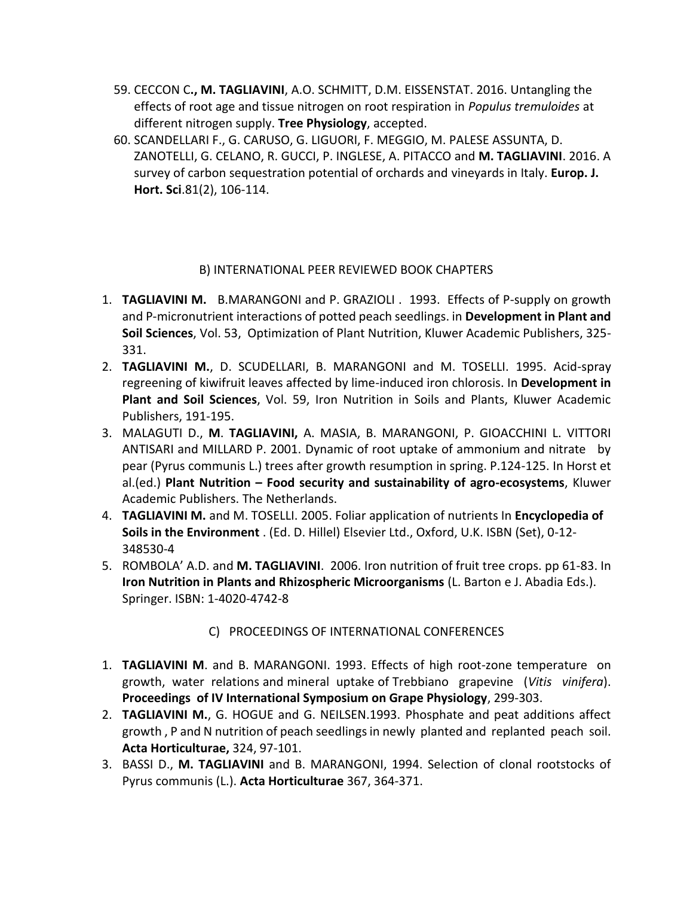59. CECCON C**., M. TAGLIAVINI**, A.O. SCHMITT, D.M. EISSENSTAT. 2016. Untangling the effects of root age and tissue nitrogen on root respiration in *Populus tremuloides* at different nitrogen supply. **Tree Physiology**, accepted.
60. SCANDELLARI F., G. CARUSO, G. LIGUORI, F. MEGGIO, M. PALESE ASSUNTA, D. ZANOTELLI, G. CELANO, R. GUCCI, P. INGLESE, A. PITACCO and **M. TAGLIAVINI**. 2016. A survey of carbon sequestration potential of orchards and vineyards in Italy. **Europ. J. Hort. Sci**.81(2), 106-114.

## B) INTERNATIONAL PEER REVIEWED BOOK CHAPTERS

1. **TAGLIAVINI M.** B.MARANGONI and P. GRAZIOLI . 1993. Effects of P-supply on growth and P-micronutrient interactions of potted peach seedlings. in **Development in Plant and Soil Sciences**, Vol. 53, Optimization of Plant Nutrition, Kluwer Academic Publishers, 325-331.
2. **TAGLIAVINI M.**, D. SCUDELLARI, B. MARANGONI and M. TOSELLI. 1995. Acid-spray regreening of kiwifruit leaves affected by lime-induced iron chlorosis. In **Development in Plant and Soil Sciences**, Vol. 59, Iron Nutrition in Soils and Plants, Kluwer Academic Publishers, 191-195.
3. MALAGUTI D., **M**. **TAGLIAVINI,** A. MASIA, B. MARANGONI, P. GIOACCHINI L. VITTORI ANTISARI and MILLARD P. 2001. Dynamic of root uptake of ammonium and nitrate by pear (Pyrus communis L.) trees after growth resumption in spring. P.124-125. In Horst et al.(ed.) **Plant Nutrition – Food security and sustainability of agro-ecosystems**, Kluwer Academic Publishers. The Netherlands.
4. **TAGLIAVINI M.** and M. TOSELLI. 2005. Foliar application of nutrients In **Encyclopedia of Soils in the Environment** . (Ed. D. Hillel) Elsevier Ltd., Oxford, U.K. ISBN (Set), 0-12-348530-4
5. ROMBOLA' A.D. and **M. TAGLIAVINI**. 2006. Iron nutrition of fruit tree crops. pp 61-83. In **Iron Nutrition in Plants and Rhizospheric Microorganisms** (L. Barton e J. Abadia Eds.). Springer. ISBN: 1-4020-4742-8

## C) PROCEEDINGS OF INTERNATIONAL CONFERENCES

1. **TAGLIAVINI M**. and B. MARANGONI. 1993. Effects of high root-zone temperature on growth, water relations and mineral uptake of Trebbiano grapevine (*Vitis vinifera*). **Proceedings of IV International Symposium on Grape Physiology**, 299-303.
2. **TAGLIAVINI M.**, G. HOGUE and G. NEILSEN.1993. Phosphate and peat additions affect growth , P and N nutrition of peach seedlings in newly planted and replanted peach soil. **Acta Horticulturae,** 324, 97-101.
3. BASSI D., **M. TAGLIAVINI** and B. MARANGONI, 1994. Selection of clonal rootstocks of Pyrus communis (L.). **Acta Horticulturae** 367, 364-371.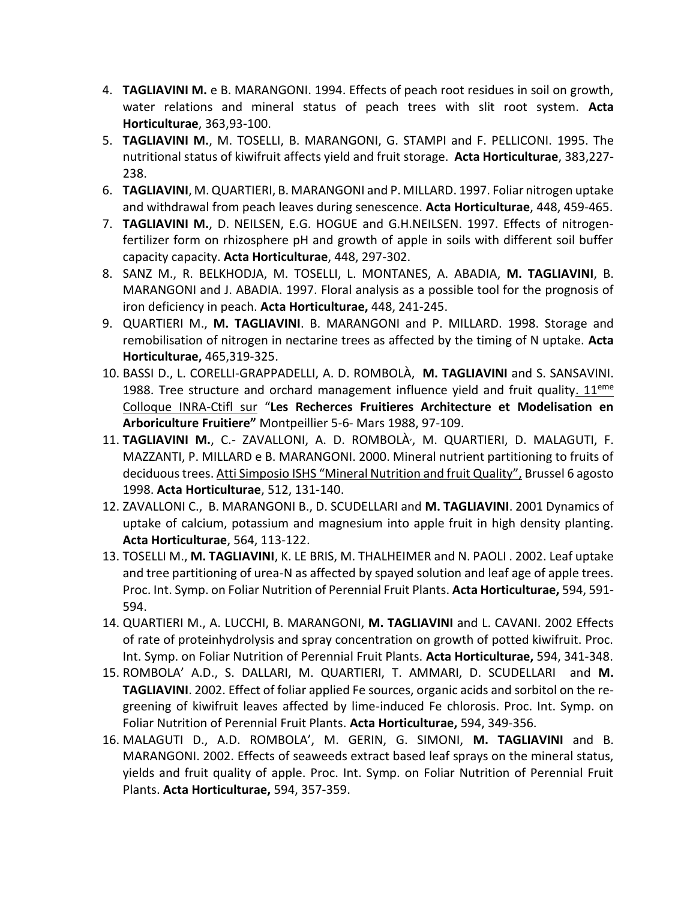4. **TAGLIAVINI M.** e B. MARANGONI. 1994. Effects of peach root residues in soil on growth, water relations and mineral status of peach trees with slit root system. **Acta Horticulturae**, 363,93-100.
5. **TAGLIAVINI M.**, M. TOSELLI, B. MARANGONI, G. STAMPI and F. PELLICONI. 1995. The nutritional status of kiwifruit affects yield and fruit storage. **Acta Horticulturae**, 383,227-238.
6. **TAGLIAVINI**, M. QUARTIERI, B. MARANGONI and P. MILLARD. 1997. Foliar nitrogen uptake and withdrawal from peach leaves during senescence. **Acta Horticulturae**, 448, 459-465.
7. **TAGLIAVINI M.**, D. NEILSEN, E.G. HOGUE and G.H.NEILSEN. 1997. Effects of nitrogen-fertilizer form on rhizosphere pH and growth of apple in soils with different soil buffer capacity capacity. **Acta Horticulturae**, 448, 297-302.
8. SANZ M., R. BELKHODJA, M. TOSELLI, L. MONTANES, A. ABADIA, **M. TAGLIAVINI**, B. MARANGONI and J. ABADIA. 1997. Floral analysis as a possible tool for the prognosis of iron deficiency in peach. **Acta Horticulturae,** 448, 241-245.
9. QUARTIERI M., **M. TAGLIAVINI**. B. MARANGONI and P. MILLARD. 1998. Storage and remobilisation of nitrogen in nectarine trees as affected by the timing of N uptake. **Acta Horticulturae,** 465,319-325.
10. BASSI D., L. CORELLI-GRAPPADELLI, A. D. ROMBOLÀ, **M. TAGLIAVINI** and S. SANSAVINI. 1988. Tree structure and orchard management influence yield and fruit quality. 11[eme] Colloque INRA-Ctifl sur "**Les Recherces Fruitieres Architecture et Modelisation en Arboriculture Fruitiere"** Montpeillier 5-6- Mars 1988, 97-109.
11. **TAGLIAVINI M.**, C.- ZAVALLONI, A. D. ROMBOLÀ, M. QUARTIERI, D. MALAGUTI, F. MAZZANTI, P. MILLARD e B. MARANGONI. 2000. Mineral nutrient partitioning to fruits of deciduous trees. Atti Simposio ISHS "Mineral Nutrition and fruit Quality", Brussel 6 agosto 1998. **Acta Horticulturae**, 512, 131-140.
12. ZAVALLONI C., B. MARANGONI B., D. SCUDELLARI and **M. TAGLIAVINI**. 2001 Dynamics of uptake of calcium, potassium and magnesium into apple fruit in high density planting. **Acta Horticulturae**, 564, 113-122.
13. TOSELLI M., **M. TAGLIAVINI**, K. LE BRIS, M. THALHEIMER and N. PAOLI . 2002. Leaf uptake and tree partitioning of urea-N as affected by spayed solution and leaf age of apple trees. Proc. Int. Symp. on Foliar Nutrition of Perennial Fruit Plants. **Acta Horticulturae,** 594, 591-594.
14. QUARTIERI M., A. LUCCHI, B. MARANGONI, **M. TAGLIAVINI** and L. CAVANI. 2002 Effects of rate of proteinhydrolysis and spray concentration on growth of potted kiwifruit. Proc. Int. Symp. on Foliar Nutrition of Perennial Fruit Plants. **Acta Horticulturae,** 594, 341-348.
15. ROMBOLA' A.D., S. DALLARI, M. QUARTIERI, T. AMMARI, D. SCUDELLARI and **M. TAGLIAVINI**. 2002. Effect of foliar applied Fe sources, organic acids and sorbitol on the re-greening of kiwifruit leaves affected by lime-induced Fe chlorosis. Proc. Int. Symp. on Foliar Nutrition of Perennial Fruit Plants. **Acta Horticulturae,** 594, 349-356.
16. MALAGUTI D., A.D. ROMBOLA', M. GERIN, G. SIMONI, **M. TAGLIAVINI** and B. MARANGONI. 2002. Effects of seaweeds extract based leaf sprays on the mineral status, yields and fruit quality of apple. Proc. Int. Symp. on Foliar Nutrition of Perennial Fruit Plants. **Acta Horticulturae,** 594, 357-359.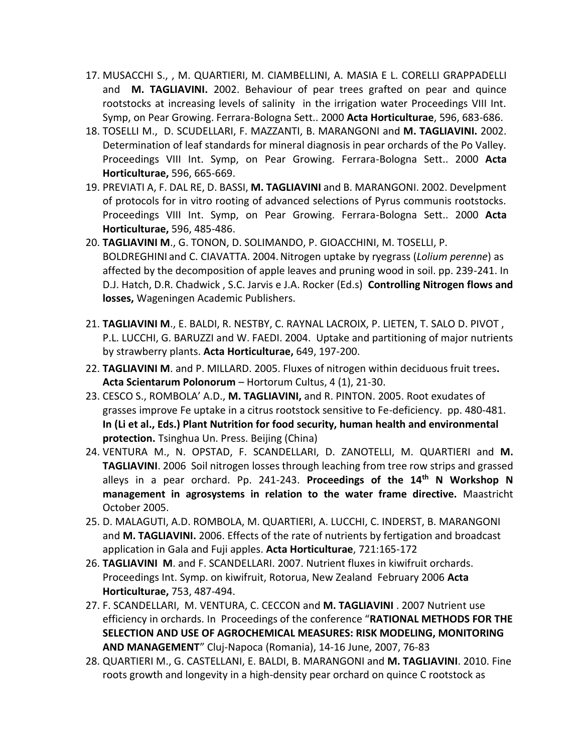17. MUSACCHI S., , M. QUARTIERI, M. CIAMBELLINI, A. MASIA E L. CORELLI GRAPPADELLI and **M. TAGLIAVINI.** 2002. Behaviour of pear trees grafted on pear and quince rootstocks at increasing levels of salinity in the irrigation water Proceedings VIII Int. Symp, on Pear Growing. Ferrara-Bologna Sett.. 2000 **Acta Horticulturae**, 596, 683-686.
18. TOSELLI M., D. SCUDELLARI, F. MAZZANTI, B. MARANGONI and **M. TAGLIAVINI.** 2002. Determination of leaf standards for mineral diagnosis in pear orchards of the Po Valley. Proceedings VIII Int. Symp, on Pear Growing. Ferrara-Bologna Sett.. 2000 **Acta Horticulturae,** 596, 665-669.
19. PREVIATI A, F. DAL RE, D. BASSI, **M. TAGLIAVINI** and B. MARANGONI. 2002. Develpment of protocols for in vitro rooting of advanced selections of Pyrus communis rootstocks. Proceedings VIII Int. Symp, on Pear Growing. Ferrara-Bologna Sett.. 2000 **Acta Horticulturae,** 596, 485-486.
20. **TAGLIAVINI M**., G. TONON, D. SOLIMANDO, P. GIOACCHINI, M. TOSELLI, P. BOLDREGHINI and C. CIAVATTA. 2004. Nitrogen uptake by ryegrass (*Lolium perenne*) as affected by the decomposition of apple leaves and pruning wood in soil. pp. 239-241. In D.J. Hatch, D.R. Chadwick , S.C. Jarvis e J.A. Rocker (Ed.s) **Controlling Nitrogen flows and losses,** Wageningen Academic Publishers.
21. **TAGLIAVINI M**., E. BALDI, R. NESTBY, C. RAYNAL LACROIX, P. LIETEN, T. SALO D. PIVOT , P.L. LUCCHI, G. BARUZZI and W. FAEDI. 2004. Uptake and partitioning of major nutrients by strawberry plants. **Acta Horticulturae,** 649, 197-200.
22. **TAGLIAVINI M**. and P. MILLARD. 2005. Fluxes of nitrogen within deciduous fruit trees**. Acta Scientarum Polonorum** – Hortorum Cultus, 4 (1), 21-30.
23. CESCO S., ROMBOLA' A.D., **M. TAGLIAVINI,** and R. PINTON. 2005. Root exudates of grasses improve Fe uptake in a citrus rootstock sensitive to Fe-deficiency. pp. 480-481. **In (Li et al., Eds.) Plant Nutrition for food security, human health and environmental protection.** Tsinghua Un. Press. Beijing (China)
24. VENTURA M., N. OPSTAD, F. SCANDELLARI, D. ZANOTELLI, M. QUARTIERI and **M. TAGLIAVINI**. 2006 Soil nitrogen losses through leaching from tree row strips and grassed alleys in a pear orchard. Pp. 241-243. **Proceedings of the 14th N Workshop N management in agrosystems in relation to the water frame directive.** Maastricht October 2005.
25. D. MALAGUTI, A.D. ROMBOLA, M. QUARTIERI, A. LUCCHI, C. INDERST, B. MARANGONI and **M. TAGLIAVINI.** 2006. Effects of the rate of nutrients by fertigation and broadcast application in Gala and Fuji apples. **Acta Horticulturae**, 721:165-172
26. **TAGLIAVINI M**. and F. SCANDELLARI. 2007. Nutrient fluxes in kiwifruit orchards. Proceedings Int. Symp. on kiwifruit, Rotorua, New Zealand February 2006 **Acta Horticulturae,** 753, 487-494.
27. F. SCANDELLARI, M. VENTURA, C. CECCON and **M. TAGLIAVINI** . 2007 Nutrient use efficiency in orchards. In Proceedings of the conference "**RATIONAL METHODS FOR THE SELECTION AND USE OF AGROCHEMICAL MEASURES: RISK MODELING, MONITORING AND MANAGEMENT**" Cluj-Napoca (Romania), 14-16 June, 2007, 76-83
28. QUARTIERI M., G. CASTELLANI, E. BALDI, B. MARANGONI and **M. TAGLIAVINI**. 2010. Fine roots growth and longevity in a high-density pear orchard on quince C rootstock as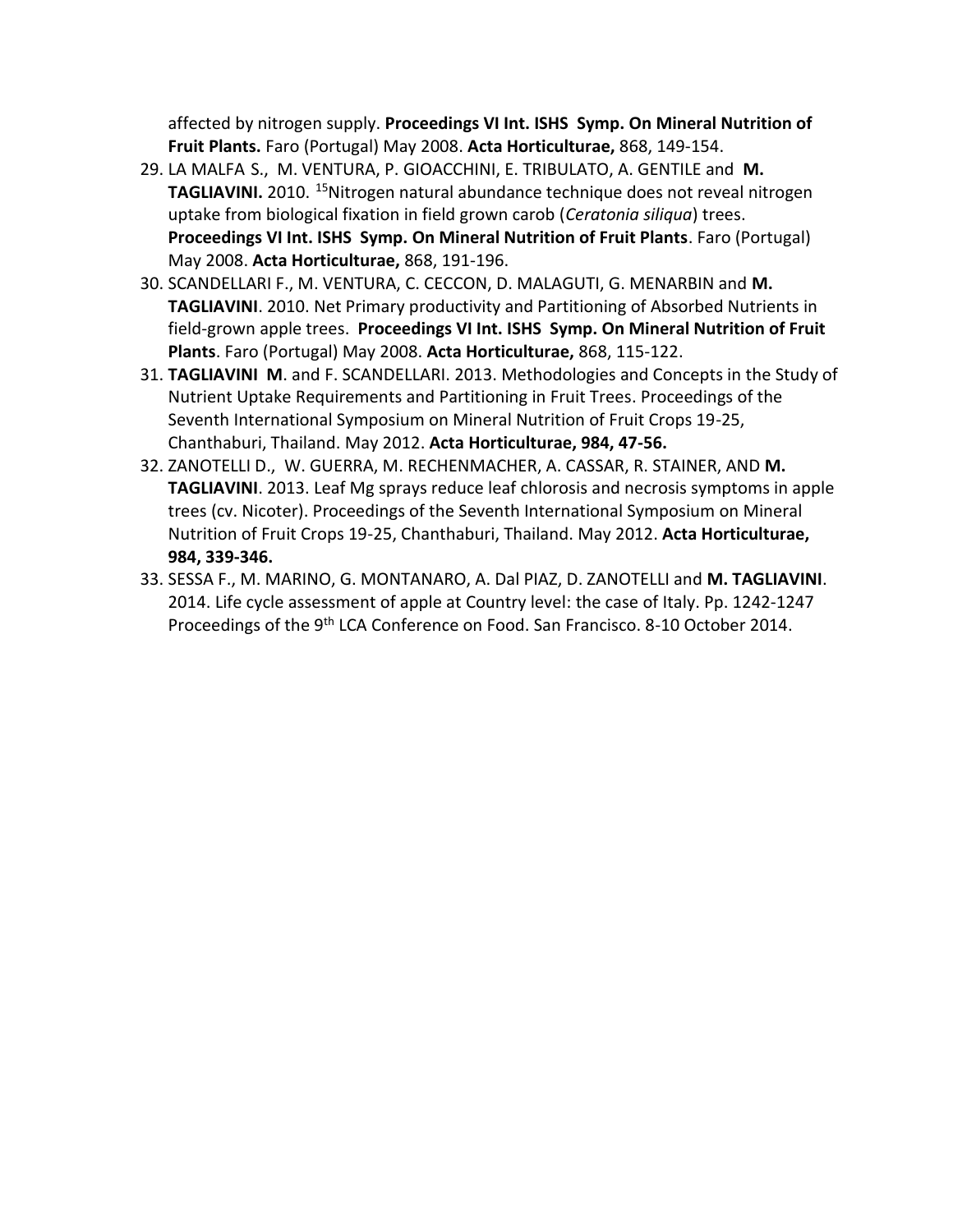affected by nitrogen supply. **Proceedings VI Int. ISHS Symp. On Mineral Nutrition of Fruit Plants.** Faro (Portugal) May 2008. **Acta Horticulturae,** 868, 149-154.

29. LA MALFA S., M. VENTURA, P. GIOACCHINI, E. TRIBULATO, A. GENTILE and **M. TAGLIAVINI.** 2010. $^{15}$Nitrogen natural abundance technique does not reveal nitrogen uptake from biological fixation in field grown carob (*Ceratonia siliqua*) trees. **Proceedings VI Int. ISHS Symp. On Mineral Nutrition of Fruit Plants**. Faro (Portugal) May 2008. **Acta Horticulturae,** 868, 191-196.
30. SCANDELLARI F., M. VENTURA, C. CECCON, D. MALAGUTI, G. MENARBIN and **M. TAGLIAVINI**. 2010. Net Primary productivity and Partitioning of Absorbed Nutrients in field-grown apple trees. **Proceedings VI Int. ISHS Symp. On Mineral Nutrition of Fruit Plants**. Faro (Portugal) May 2008. **Acta Horticulturae,** 868, 115-122.
31. **TAGLIAVINI M**. and F. SCANDELLARI. 2013. Methodologies and Concepts in the Study of Nutrient Uptake Requirements and Partitioning in Fruit Trees. Proceedings of the Seventh International Symposium on Mineral Nutrition of Fruit Crops 19-25, Chanthaburi, Thailand. May 2012. **Acta Horticulturae, 984, 47-56.**
32. ZANOTELLI D., W. GUERRA, M. RECHENMACHER, A. CASSAR, R. STAINER, AND **M. TAGLIAVINI**. 2013. Leaf Mg sprays reduce leaf chlorosis and necrosis symptoms in apple trees (cv. Nicoter). Proceedings of the Seventh International Symposium on Mineral Nutrition of Fruit Crops 19-25, Chanthaburi, Thailand. May 2012. **Acta Horticulturae, 984, 339-346.**
33. SESSA F., M. MARINO, G. MONTANARO, A. Dal PIAZ, D. ZANOTELLI and **M. TAGLIAVINI**. 2014. Life cycle assessment of apple at Country level: the case of Italy. Pp. 1242-1247 Proceedings of the 9th LCA Conference on Food. San Francisco. 8-10 October 2014.